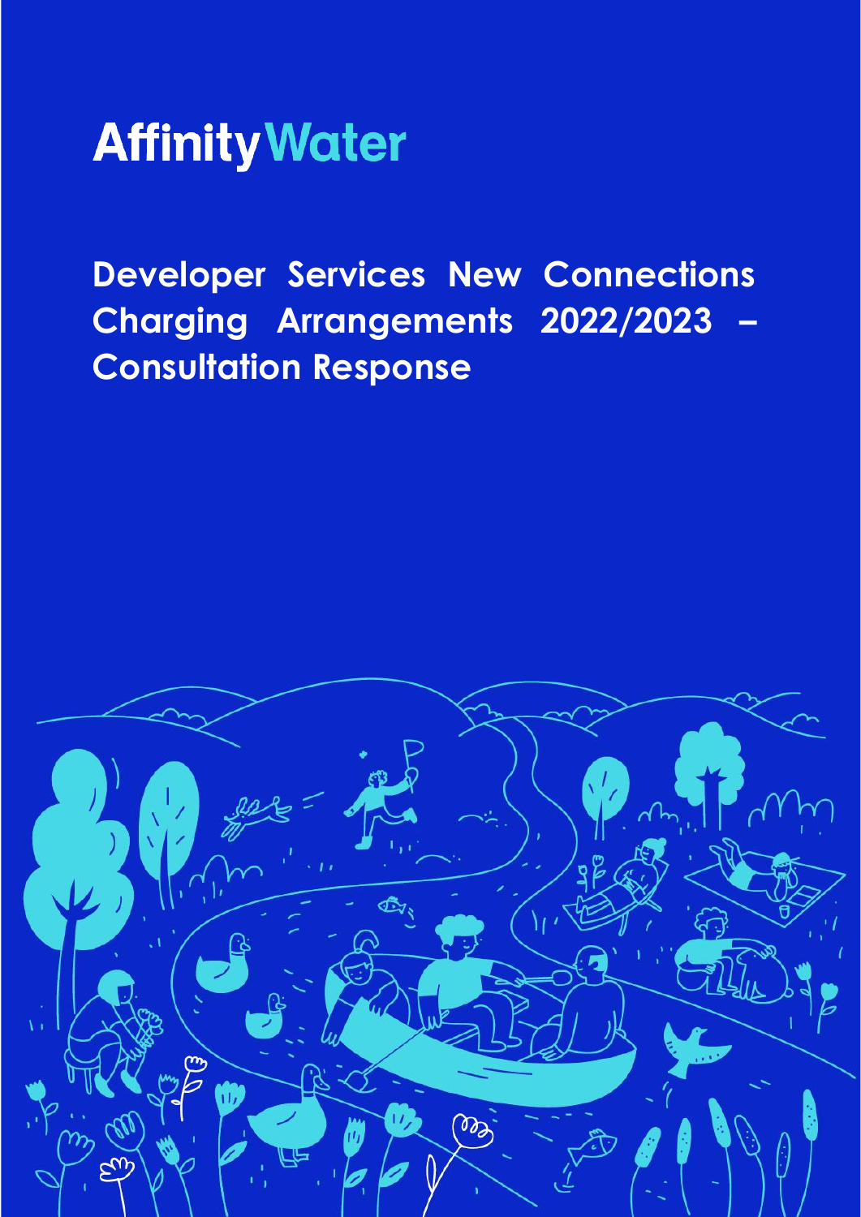Affinity Water

# Developer Services New Connections Charging Arrangements 2022/2023 – Consultation Response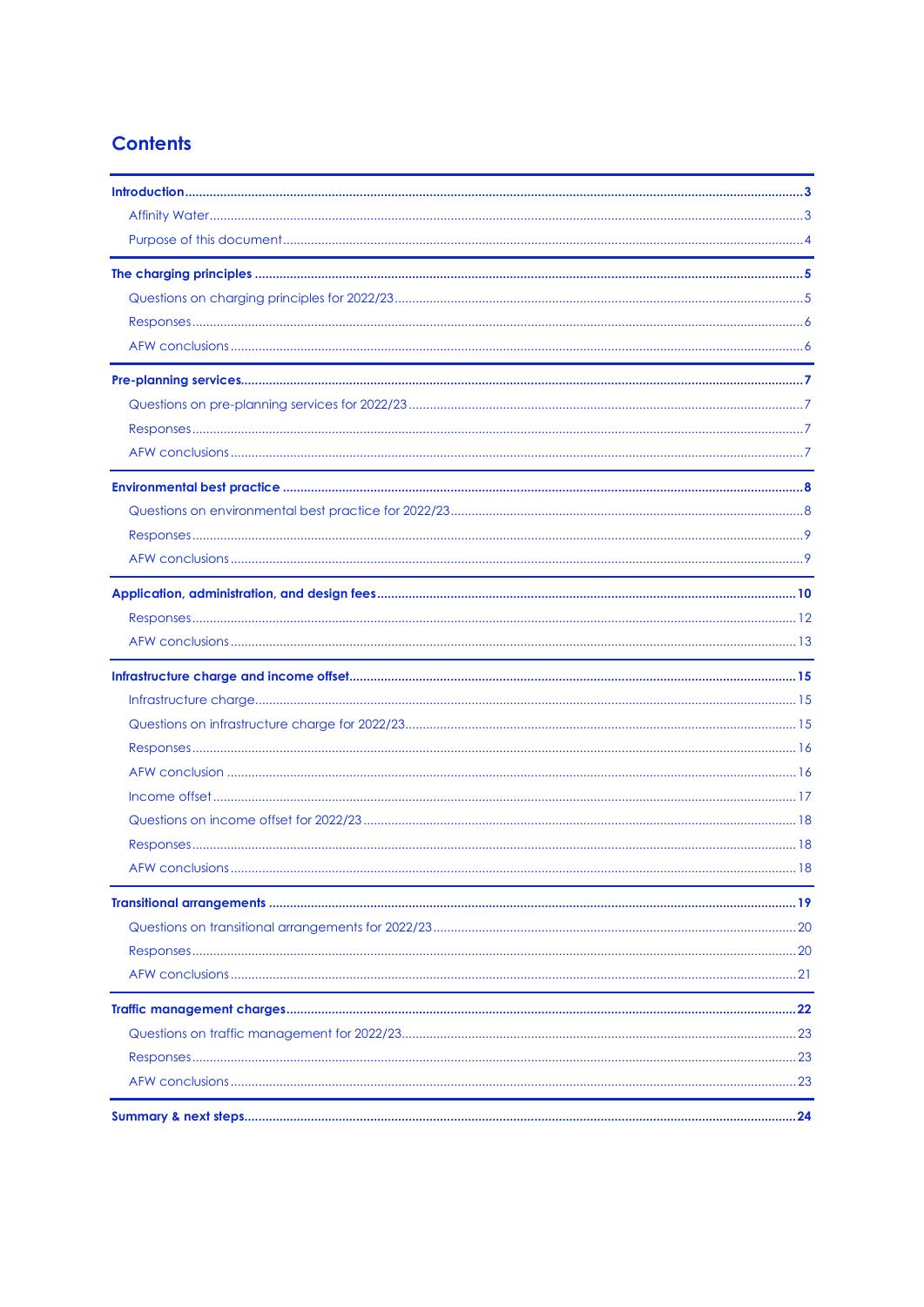## Contents

**Introduction** .......... **3**
- Affinity Water .......... 3
- Purpose of this document .......... 4

**The charging principles** .......... **5**
- Questions on charging principles for 2022/23 .......... 5
- Responses .......... 6
- AFW conclusions .......... 6

**Pre-planning services** .......... **7**
- Questions on pre-planning services for 2022/23 .......... 7
- Responses .......... 7
- AFW conclusions .......... 7

**Environmental best practice** .......... **8**
- Questions on environmental best practice for 2022/23 .......... 8
- Responses .......... 9
- AFW conclusions .......... 9

**Application, administration, and design fees** .......... **10**
- Responses .......... 12
- AFW conclusions .......... 13

**Infrastructure charge and income offset** .......... **15**
- Infrastructure charge .......... 15
- Questions on infrastructure charge for 2022/23 .......... 15
- Responses .......... 16
- AFW conclusion .......... 16
- Income offset .......... 17
- Questions on income offset for 2022/23 .......... 18
- Responses .......... 18
- AFW conclusions .......... 18

**Transitional arrangements** .......... **19**
- Questions on transitional arrangements for 2022/23 .......... 20
- Responses .......... 20
- AFW conclusions .......... 21

**Traffic management charges** .......... **22**
- Questions on traffic management for 2022/23 .......... 23
- Responses .......... 23
- AFW conclusions .......... 23

**Summary & next steps** .......... **24**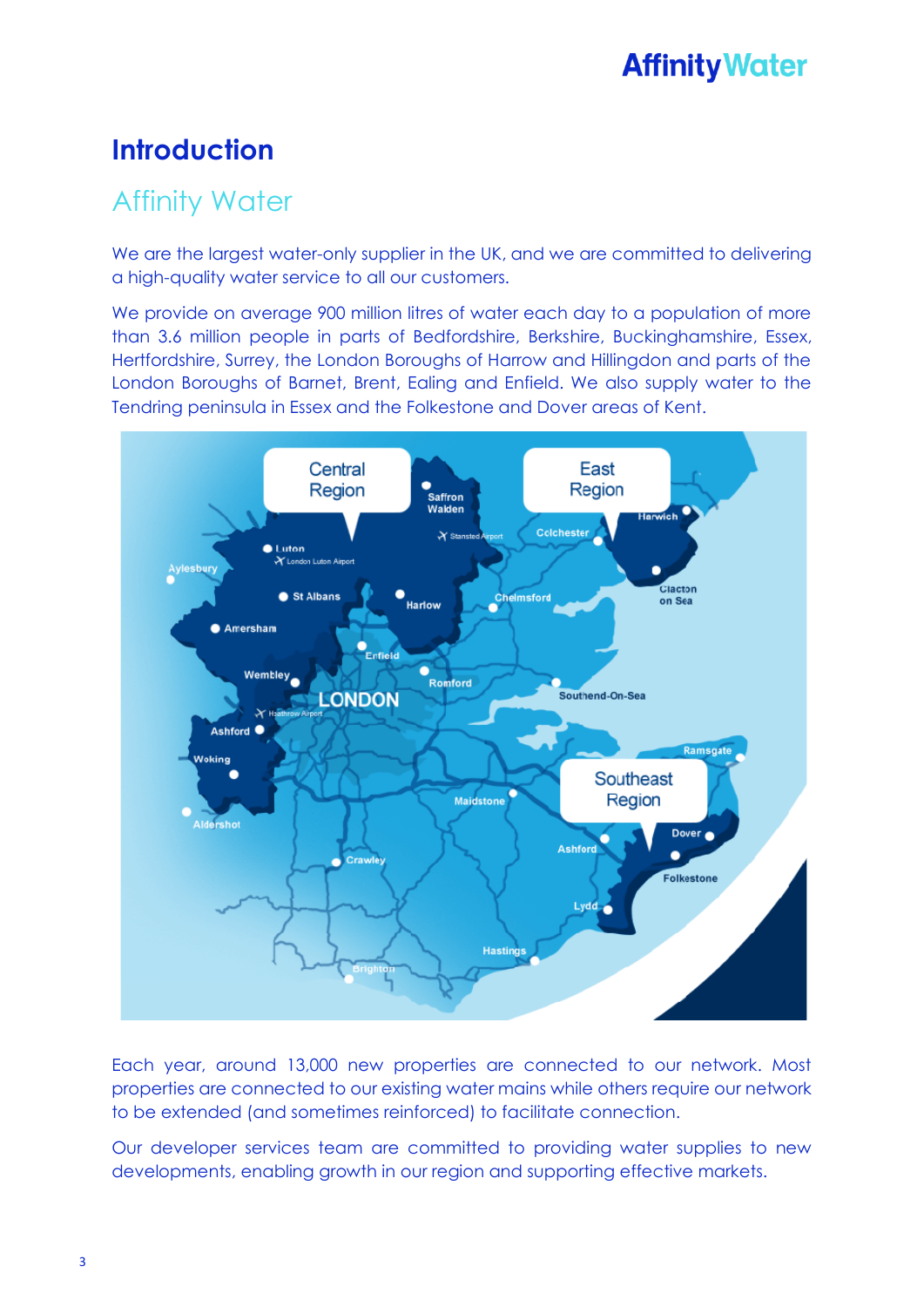# Introduction

## Affinity Water

We are the largest water-only supplier in the UK, and we are committed to delivering a high-quality water service to all our customers.

We provide on average 900 million litres of water each day to a population of more than 3.6 million people in parts of Bedfordshire, Berkshire, Buckinghamshire, Essex, Hertfordshire, Surrey, the London Boroughs of Harrow and Hillingdon and parts of the London Boroughs of Barnet, Brent, Ealing and Enfield. We also supply water to the Tendring peninsula in Essex and the Folkestone and Dover areas of Kent.

Each year, around 13,000 new properties are connected to our network. Most properties are connected to our existing water mains while others require our network to be extended (and sometimes reinforced) to facilitate connection.

Our developer services team are committed to providing water supplies to new developments, enabling growth in our region and supporting effective markets.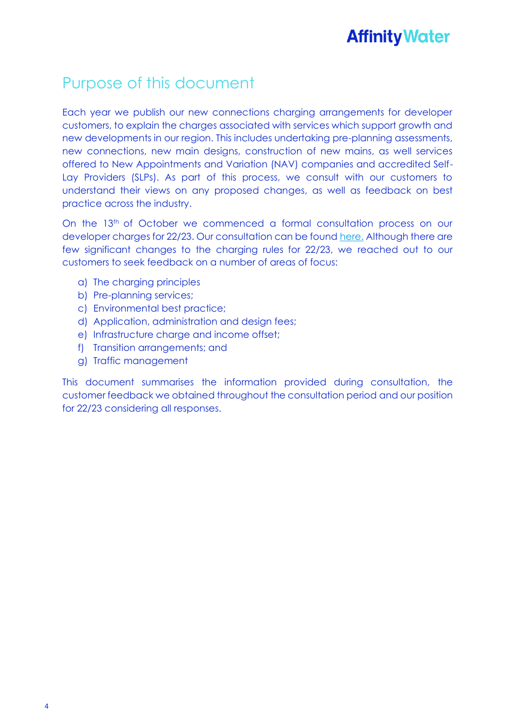# Purpose of this document

Each year we publish our new connections charging arrangements for developer customers, to explain the charges associated with services which support growth and new developments in our region. This includes undertaking pre-planning assessments, new connections, new main designs, construction of new mains, as well services offered to New Appointments and Variation (NAV) companies and accredited Self-Lay Providers (SLPs). As part of this process, we consult with our customers to understand their views on any proposed changes, as well as feedback on best practice across the industry.

On the 13th of October we commenced a formal consultation process on our developer charges for 22/23. Our consultation can be found here. Although there are few significant changes to the charging rules for 22/23, we reached out to our customers to seek feedback on a number of areas of focus:

a) The charging principles
b) Pre-planning services;
c) Environmental best practice;
d) Application, administration and design fees;
e) Infrastructure charge and income offset;
f) Transition arrangements; and
g) Traffic management

This document summarises the information provided during consultation, the customer feedback we obtained throughout the consultation period and our position for 22/23 considering all responses.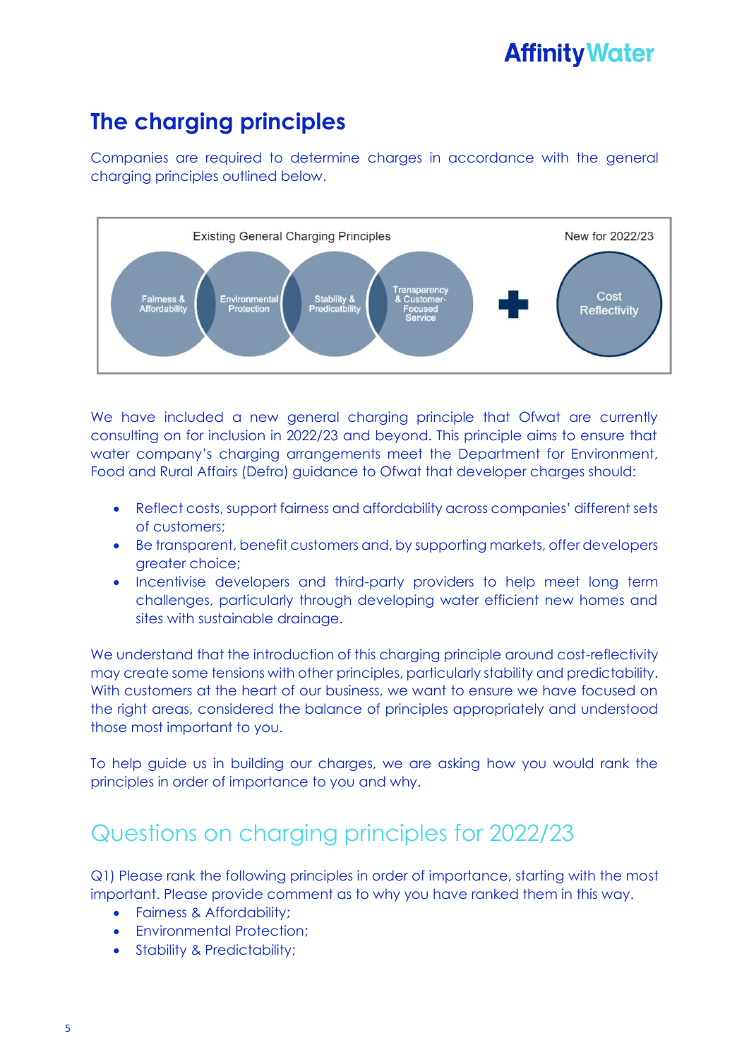## The charging principles

Companies are required to determine charges in accordance with the general charging principles outlined below.

Existing General Charging Principles

Fairness & Affordability | Environmental Protection | Stability & Predicatbility | Transparency & Customer-Focused Service

+

New for 2022/23

Cost Reflectivity

We have included a new general charging principle that Ofwat are currently consulting on for inclusion in 2022/23 and beyond. This principle aims to ensure that water company's charging arrangements meet the Department for Environment, Food and Rural Affairs (Defra) guidance to Ofwat that developer charges should:

- Reflect costs, support fairness and affordability across companies' different sets of customers;
- Be transparent, benefit customers and, by supporting markets, offer developers greater choice;
- Incentivise developers and third-party providers to help meet long term challenges, particularly through developing water efficient new homes and sites with sustainable drainage.

We understand that the introduction of this charging principle around cost-reflectivity may create some tensions with other principles, particularly stability and predictability. With customers at the heart of our business, we want to ensure we have focused on the right areas, considered the balance of principles appropriately and understood those most important to you.

To help guide us in building our charges, we are asking how you would rank the principles in order of importance to you and why.

## Questions on charging principles for 2022/23

Q1) Please rank the following principles in order of importance, starting with the most important. Please provide comment as to why you have ranked them in this way.

- Fairness & Affordability;
- Environmental Protection;
- Stability & Predictability;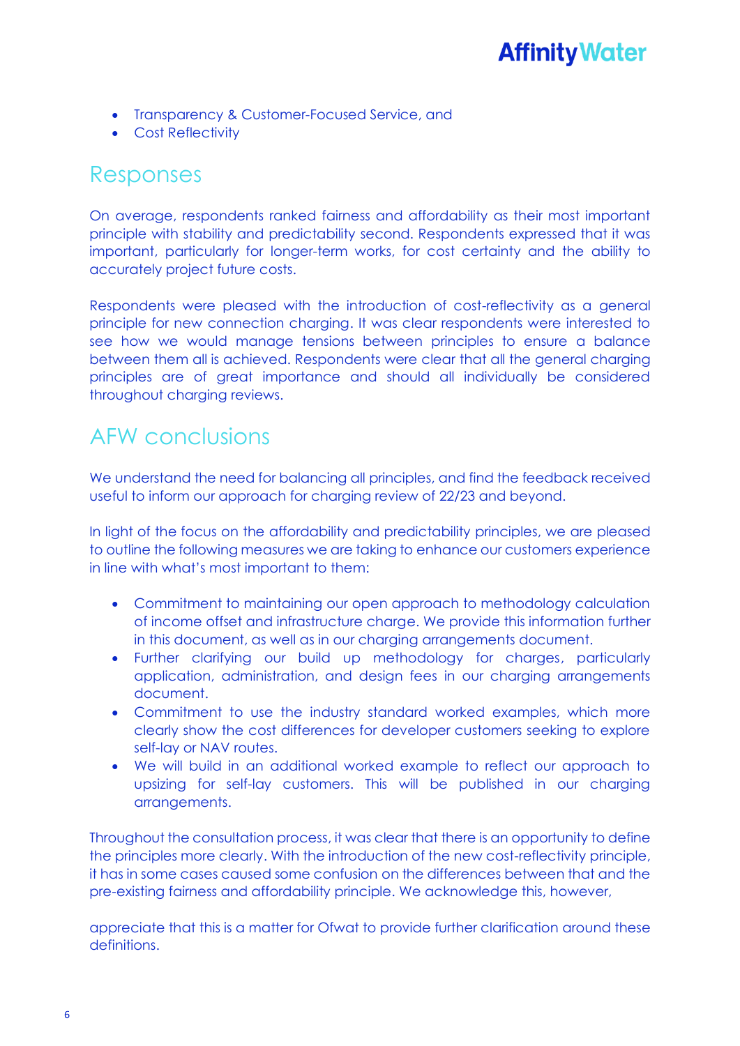- Transparency & Customer-Focused Service, and
- Cost Reflectivity

## Responses

On average, respondents ranked fairness and affordability as their most important principle with stability and predictability second. Respondents expressed that it was important, particularly for longer-term works, for cost certainty and the ability to accurately project future costs.

Respondents were pleased with the introduction of cost-reflectivity as a general principle for new connection charging. It was clear respondents were interested to see how we would manage tensions between principles to ensure a balance between them all is achieved. Respondents were clear that all the general charging principles are of great importance and should all individually be considered throughout charging reviews.

## AFW conclusions

We understand the need for balancing all principles, and find the feedback received useful to inform our approach for charging review of 22/23 and beyond.

In light of the focus on the affordability and predictability principles, we are pleased to outline the following measures we are taking to enhance our customers experience in line with what's most important to them:

- Commitment to maintaining our open approach to methodology calculation of income offset and infrastructure charge. We provide this information further in this document, as well as in our charging arrangements document.
- Further clarifying our build up methodology for charges, particularly application, administration, and design fees in our charging arrangements document.
- Commitment to use the industry standard worked examples, which more clearly show the cost differences for developer customers seeking to explore self-lay or NAV routes.
- We will build in an additional worked example to reflect our approach to upsizing for self-lay customers. This will be published in our charging arrangements.

Throughout the consultation process, it was clear that there is an opportunity to define the principles more clearly. With the introduction of the new cost-reflectivity principle, it has in some cases caused some confusion on the differences between that and the pre-existing fairness and affordability principle. We acknowledge this, however,

appreciate that this is a matter for Ofwat to provide further clarification around these definitions.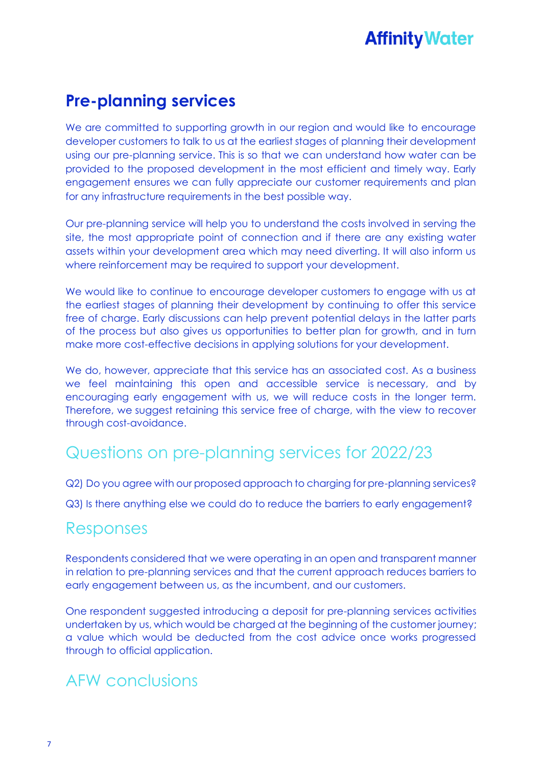## Pre-planning services

We are committed to supporting growth in our region and would like to encourage developer customers to talk to us at the earliest stages of planning their development using our pre-planning service. This is so that we can understand how water can be provided to the proposed development in the most efficient and timely way. Early engagement ensures we can fully appreciate our customer requirements and plan for any infrastructure requirements in the best possible way.

Our pre-planning service will help you to understand the costs involved in serving the site, the most appropriate point of connection and if there are any existing water assets within your development area which may need diverting. It will also inform us where reinforcement may be required to support your development.

We would like to continue to encourage developer customers to engage with us at the earliest stages of planning their development by continuing to offer this service free of charge. Early discussions can help prevent potential delays in the latter parts of the process but also gives us opportunities to better plan for growth, and in turn make more cost-effective decisions in applying solutions for your development.

We do, however, appreciate that this service has an associated cost. As a business we feel maintaining this open and accessible service is necessary, and by encouraging early engagement with us, we will reduce costs in the longer term. Therefore, we suggest retaining this service free of charge, with the view to recover through cost-avoidance.

## Questions on pre-planning services for 2022/23

Q2) Do you agree with our proposed approach to charging for pre-planning services?

Q3) Is there anything else we could do to reduce the barriers to early engagement?

## Responses

Respondents considered that we were operating in an open and transparent manner in relation to pre-planning services and that the current approach reduces barriers to early engagement between us, as the incumbent, and our customers.

One respondent suggested introducing a deposit for pre-planning services activities undertaken by us, which would be charged at the beginning of the customer journey; a value which would be deducted from the cost advice once works progressed through to official application.

## AFW conclusions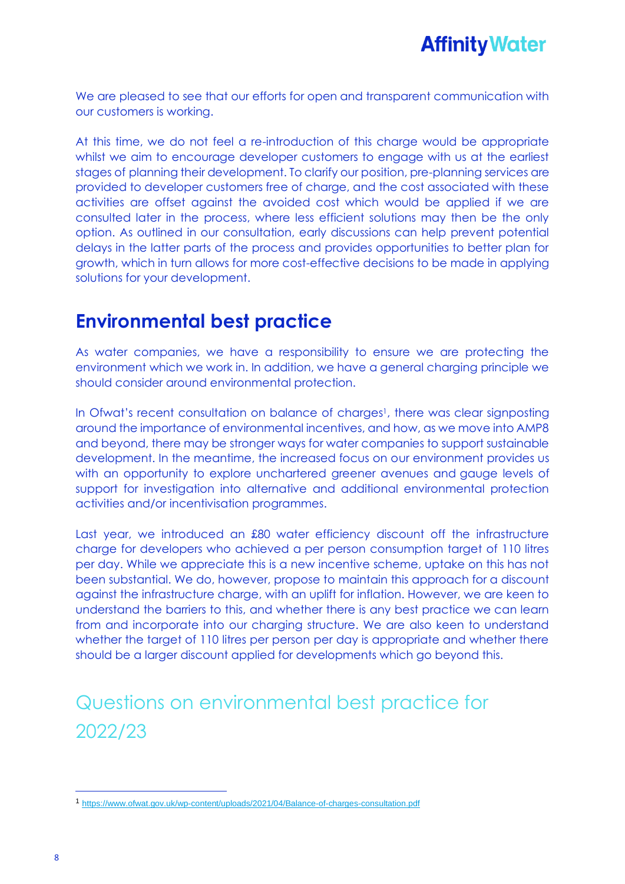We are pleased to see that our efforts for open and transparent communication with our customers is working.

At this time, we do not feel a re-introduction of this charge would be appropriate whilst we aim to encourage developer customers to engage with us at the earliest stages of planning their development. To clarify our position, pre-planning services are provided to developer customers free of charge, and the cost associated with these activities are offset against the avoided cost which would be applied if we are consulted later in the process, where less efficient solutions may then be the only option. As outlined in our consultation, early discussions can help prevent potential delays in the latter parts of the process and provides opportunities to better plan for growth, which in turn allows for more cost-effective decisions to be made in applying solutions for your development.

## Environmental best practice

As water companies, we have a responsibility to ensure we are protecting the environment which we work in. In addition, we have a general charging principle we should consider around environmental protection.

In Ofwat's recent consultation on balance of charges[1], there was clear signposting around the importance of environmental incentives, and how, as we move into AMP8 and beyond, there may be stronger ways for water companies to support sustainable development. In the meantime, the increased focus on our environment provides us with an opportunity to explore unchartered greener avenues and gauge levels of support for investigation into alternative and additional environmental protection activities and/or incentivisation programmes.

Last year, we introduced an £80 water efficiency discount off the infrastructure charge for developers who achieved a per person consumption target of 110 litres per day. While we appreciate this is a new incentive scheme, uptake on this has not been substantial. We do, however, propose to maintain this approach for a discount against the infrastructure charge, with an uplift for inflation. However, we are keen to understand the barriers to this, and whether there is any best practice we can learn from and incorporate into our charging structure. We are also keen to understand whether the target of 110 litres per person per day is appropriate and whether there should be a larger discount applied for developments which go beyond this.

## Questions on environmental best practice for 2022/23

[1] https://www.ofwat.gov.uk/wp-content/uploads/2021/04/Balance-of-charges-consultation.pdf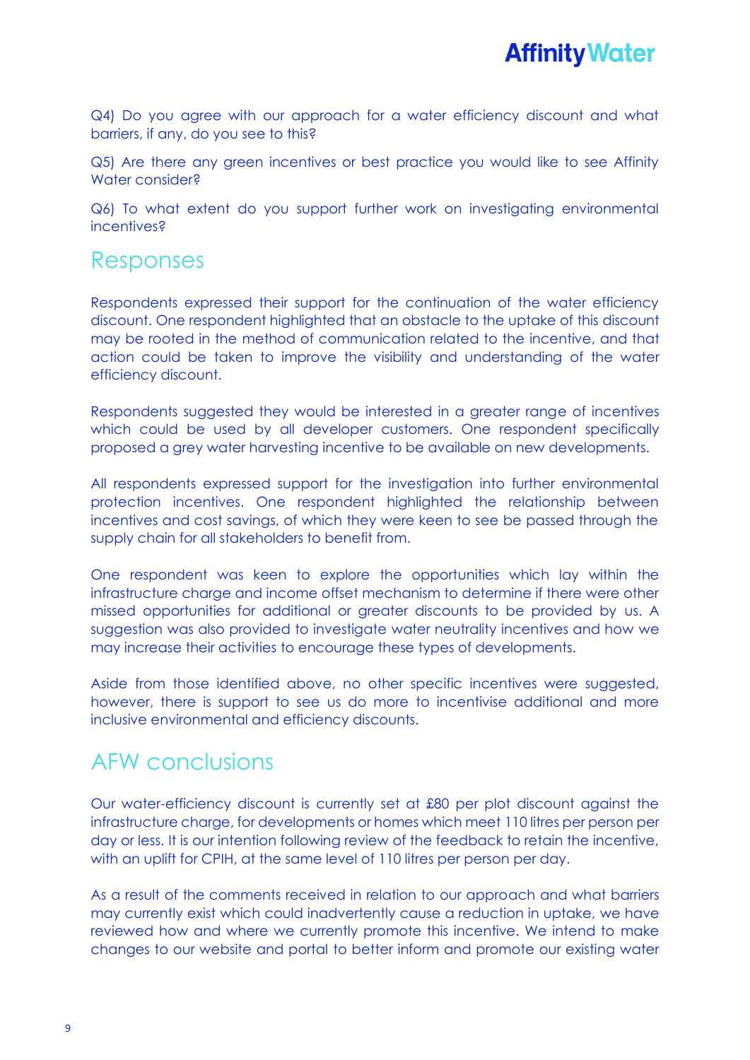Q4) Do you agree with our approach for a water efficiency discount and what barriers, if any, do you see to this?

Q5) Are there any green incentives or best practice you would like to see Affinity Water consider?

Q6) To what extent do you support further work on investigating environmental incentives?

## Responses

Respondents expressed their support for the continuation of the water efficiency discount. One respondent highlighted that an obstacle to the uptake of this discount may be rooted in the method of communication related to the incentive, and that action could be taken to improve the visibility and understanding of the water efficiency discount.

Respondents suggested they would be interested in a greater range of incentives which could be used by all developer customers. One respondent specifically proposed a grey water harvesting incentive to be available on new developments.

All respondents expressed support for the investigation into further environmental protection incentives. One respondent highlighted the relationship between incentives and cost savings, of which they were keen to see be passed through the supply chain for all stakeholders to benefit from.

One respondent was keen to explore the opportunities which lay within the infrastructure charge and income offset mechanism to determine if there were other missed opportunities for additional or greater discounts to be provided by us. A suggestion was also provided to investigate water neutrality incentives and how we may increase their activities to encourage these types of developments.

Aside from those identified above, no other specific incentives were suggested, however, there is support to see us do more to incentivise additional and more inclusive environmental and efficiency discounts.

## AFW conclusions

Our water-efficiency discount is currently set at £80 per plot discount against the infrastructure charge, for developments or homes which meet 110 litres per person per day or less. It is our intention following review of the feedback to retain the incentive, with an uplift for CPIH, at the same level of 110 litres per person per day.

As a result of the comments received in relation to our approach and what barriers may currently exist which could inadvertently cause a reduction in uptake, we have reviewed how and where we currently promote this incentive. We intend to make changes to our website and portal to better inform and promote our existing water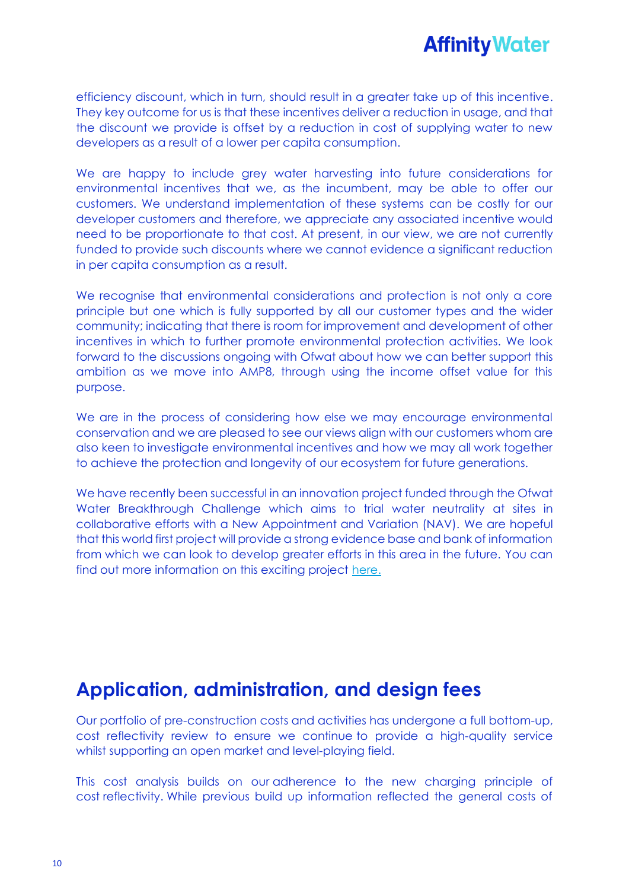efficiency discount, which in turn, should result in a greater take up of this incentive. They key outcome for us is that these incentives deliver a reduction in usage, and that the discount we provide is offset by a reduction in cost of supplying water to new developers as a result of a lower per capita consumption.

We are happy to include grey water harvesting into future considerations for environmental incentives that we, as the incumbent, may be able to offer our customers. We understand implementation of these systems can be costly for our developer customers and therefore, we appreciate any associated incentive would need to be proportionate to that cost. At present, in our view, we are not currently funded to provide such discounts where we cannot evidence a significant reduction in per capita consumption as a result.

We recognise that environmental considerations and protection is not only a core principle but one which is fully supported by all our customer types and the wider community; indicating that there is room for improvement and development of other incentives in which to further promote environmental protection activities. We look forward to the discussions ongoing with Ofwat about how we can better support this ambition as we move into AMP8, through using the income offset value for this purpose.

We are in the process of considering how else we may encourage environmental conservation and we are pleased to see our views align with our customers whom are also keen to investigate environmental incentives and how we may all work together to achieve the protection and longevity of our ecosystem for future generations.

We have recently been successful in an innovation project funded through the Ofwat Water Breakthrough Challenge which aims to trial water neutrality at sites in collaborative efforts with a New Appointment and Variation (NAV). We are hopeful that this world first project will provide a strong evidence base and bank of information from which we can look to develop greater efforts in this area in the future. You can find out more information on this exciting project here.

## Application, administration, and design fees

Our portfolio of pre-construction costs and activities has undergone a full bottom-up, cost reflectivity review to ensure we continue to provide a high-quality service whilst supporting an open market and level-playing field.

This cost analysis builds on our adherence to the new charging principle of cost reflectivity. While previous build up information reflected the general costs of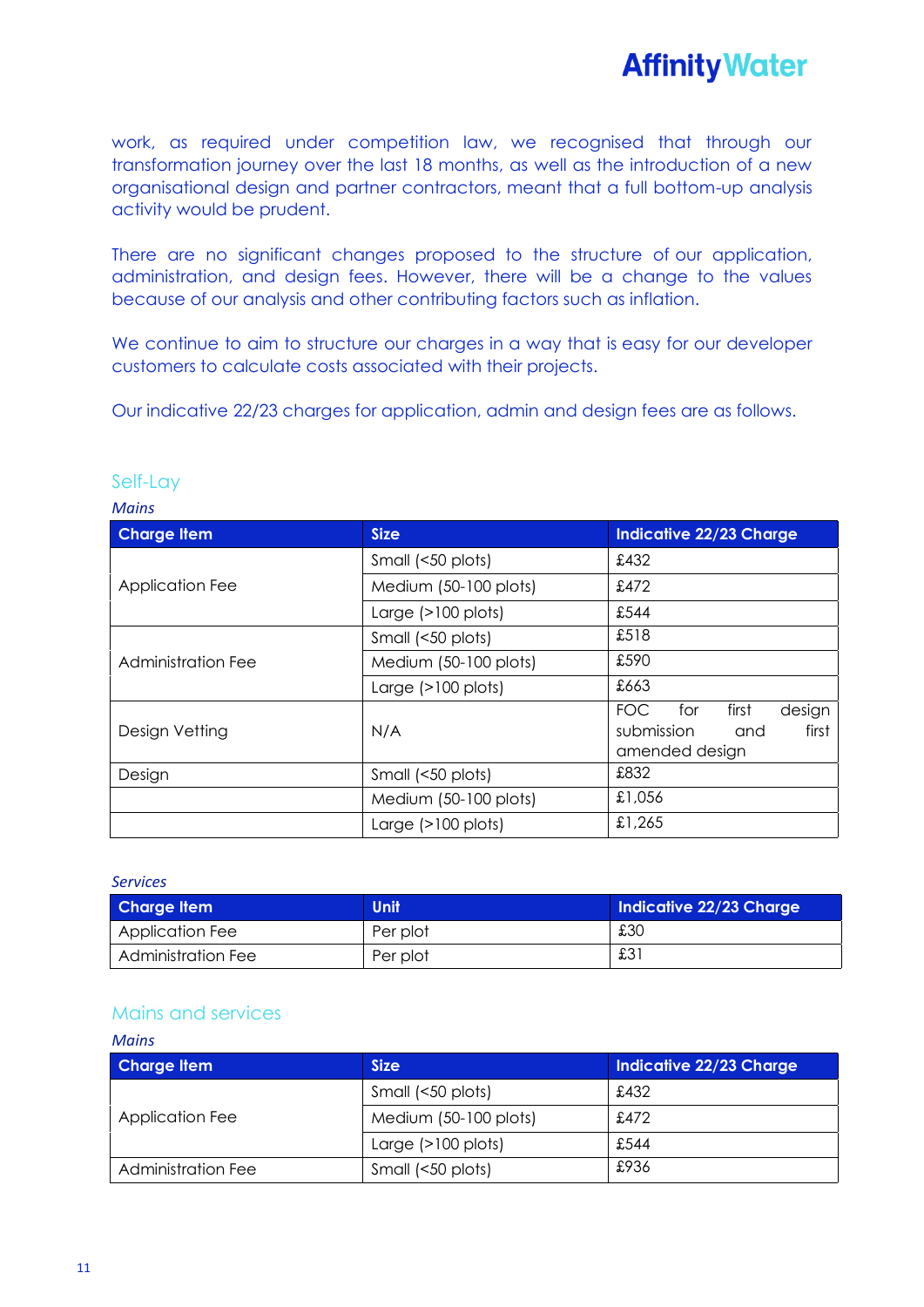work, as required under competition law, we recognised that through our transformation journey over the last 18 months, as well as the introduction of a new organisational design and partner contractors, meant that a full bottom-up analysis activity would be prudent.

There are no significant changes proposed to the structure of our application, administration, and design fees. However, there will be a change to the values because of our analysis and other contributing factors such as inflation.

We continue to aim to structure our charges in a way that is easy for our developer customers to calculate costs associated with their projects.

Our indicative 22/23 charges for application, admin and design fees are as follows.

## Self-Lay

*Mains*

| Charge Item | Size | Indicative 22/23 Charge |
|---|---|---|
| Application Fee | Small (<50 plots) | £432 |
| | Medium (50-100 plots) | £472 |
| | Large (>100 plots) | £544 |
| Administration Fee | Small (<50 plots) | £518 |
| | Medium (50-100 plots) | £590 |
| | Large (>100 plots) | £663 |
| Design Vetting | N/A | FOC for first design submission and first amended design |
| Design | Small (<50 plots) | £832 |
| | Medium (50-100 plots) | £1,056 |
| | Large (>100 plots) | £1,265 |

*Services*

| Charge Item | Unit | Indicative 22/23 Charge |
|---|---|---|
| Application Fee | Per plot | £30 |
| Administration Fee | Per plot | £31 |

## Mains and services

*Mains*

| Charge Item | Size | Indicative 22/23 Charge |
|---|---|---|
| Application Fee | Small (<50 plots) | £432 |
| | Medium (50-100 plots) | £472 |
| | Large (>100 plots) | £544 |
| Administration Fee | Small (<50 plots) | £936 |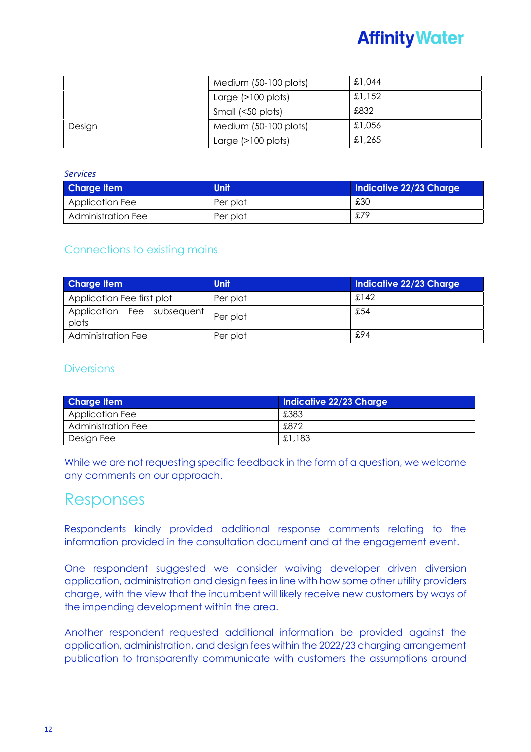| | Medium (50-100 plots) | £1,044 |
|---|---|---|
| | Large (>100 plots) | £1,152 |
| Design | Small (<50 plots) | £832 |
| | Medium (50-100 plots) | £1,056 |
| | Large (>100 plots) | £1,265 |

*Services*

| Charge Item | Unit | Indicative 22/23 Charge |
|---|---|---|
| Application Fee | Per plot | £30 |
| Administration Fee | Per plot | £79 |

## Connections to existing mains

| Charge Item | Unit | Indicative 22/23 Charge |
|---|---|---|
| Application Fee first plot | Per plot | £142 |
| Application Fee subsequent plots | Per plot | £54 |
| Administration Fee | Per plot | £94 |

## Diversions

| Charge Item | Indicative 22/23 Charge |
|---|---|
| Application Fee | £383 |
| Administration Fee | £872 |
| Design Fee | £1,183 |

While we are not requesting specific feedback in the form of a question, we welcome any comments on our approach.

# Responses

Respondents kindly provided additional response comments relating to the information provided in the consultation document and at the engagement event.

One respondent suggested we consider waiving developer driven diversion application, administration and design fees in line with how some other utility providers charge, with the view that the incumbent will likely receive new customers by ways of the impending development within the area.

Another respondent requested additional information be provided against the application, administration, and design fees within the 2022/23 charging arrangement publication to transparently communicate with customers the assumptions around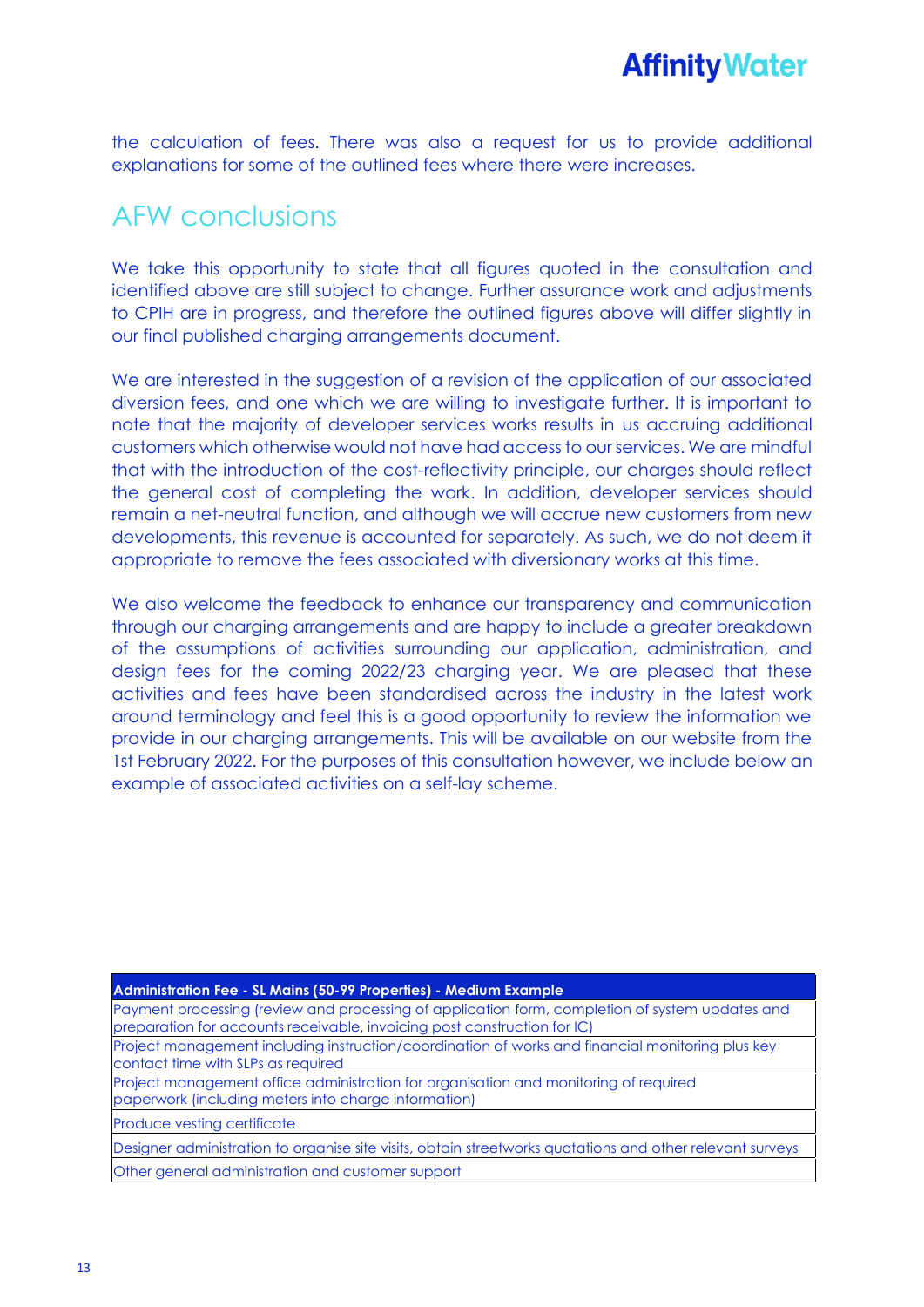the calculation of fees. There was also a request for us to provide additional explanations for some of the outlined fees where there were increases.

## AFW conclusions

We take this opportunity to state that all figures quoted in the consultation and identified above are still subject to change. Further assurance work and adjustments to CPIH are in progress, and therefore the outlined figures above will differ slightly in our final published charging arrangements document.

We are interested in the suggestion of a revision of the application of our associated diversion fees, and one which we are willing to investigate further. It is important to note that the majority of developer services works results in us accruing additional customers which otherwise would not have had access to our services. We are mindful that with the introduction of the cost-reflectivity principle, our charges should reflect the general cost of completing the work. In addition, developer services should remain a net-neutral function, and although we will accrue new customers from new developments, this revenue is accounted for separately. As such, we do not deem it appropriate to remove the fees associated with diversionary works at this time.

We also welcome the feedback to enhance our transparency and communication through our charging arrangements and are happy to include a greater breakdown of the assumptions of activities surrounding our application, administration, and design fees for the coming 2022/23 charging year. We are pleased that these activities and fees have been standardised across the industry in the latest work around terminology and feel this is a good opportunity to review the information we provide in our charging arrangements. This will be available on our website from the 1st February 2022. For the purposes of this consultation however, we include below an example of associated activities on a self-lay scheme.

| **Administration Fee - SL Mains (50-99 Properties) - Medium Example** |
|---|
| Payment processing (review and processing of application form, completion of system updates and preparation for accounts receivable, invoicing post construction for IC) |
| Project management including instruction/coordination of works and financial monitoring plus key contact time with SLPs as required |
| Project management office administration for organisation and monitoring of required paperwork (including meters into charge information) |
| Produce vesting certificate |
| Designer administration to organise site visits, obtain streetworks quotations and other relevant surveys |
| Other general administration and customer support |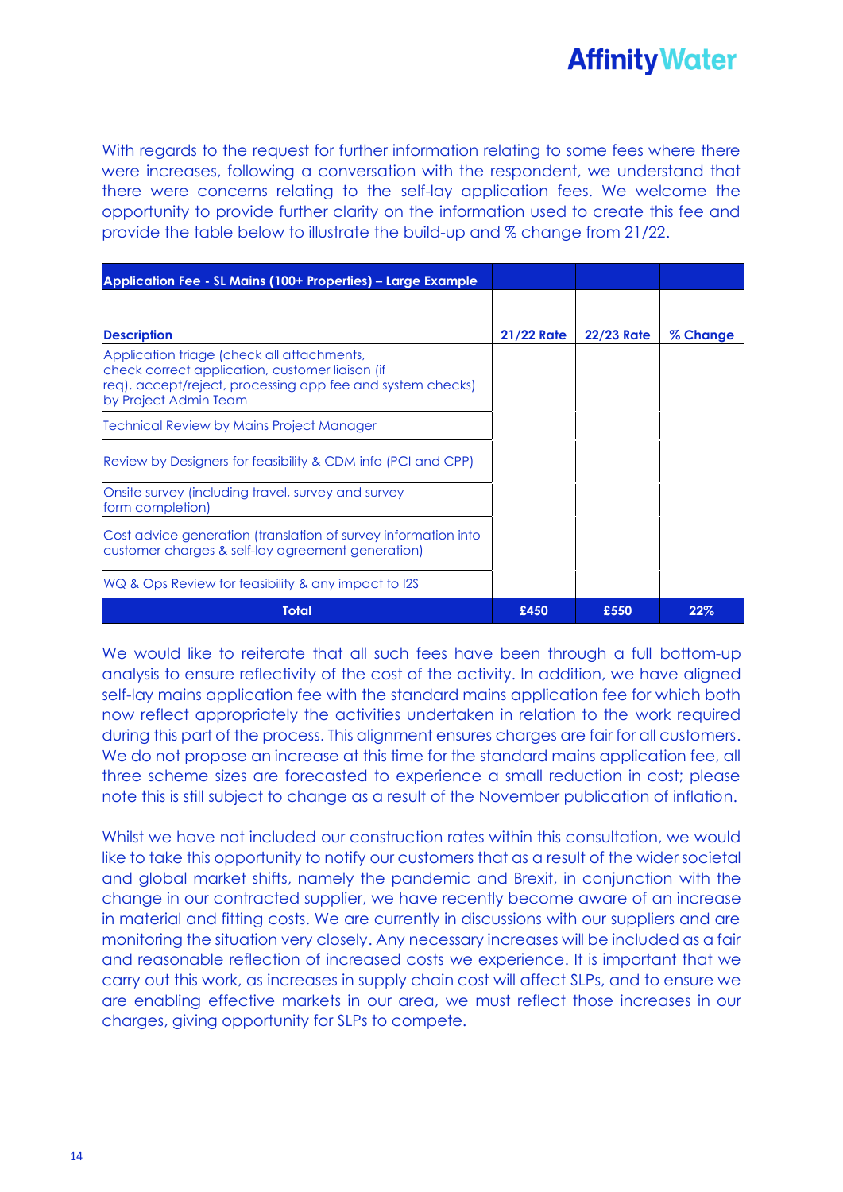With regards to the request for further information relating to some fees where there were increases, following a conversation with the respondent, we understand that there were concerns relating to the self-lay application fees. We welcome the opportunity to provide further clarity on the information used to create this fee and provide the table below to illustrate the build-up and % change from 21/22.

| Application Fee - SL Mains (100+ Properties) – Large Example | | | |
|---|---|---|---|
| **Description** | **21/22 Rate** | **22/23 Rate** | **% Change** |
| Application triage (check all attachments, check correct application, customer liaison (if req), accept/reject, processing app fee and system checks) by Project Admin Team | | | |
| Technical Review by Mains Project Manager | | | |
| Review by Designers for feasibility & CDM info (PCI and CPP) | | | |
| Onsite survey (including travel, survey and survey form completion) | | | |
| Cost advice generation (translation of survey information into customer charges & self-lay agreement generation) | | | |
| WQ & Ops Review for feasibility & any impact to I2S | | | |
| **Total** | **£450** | **£550** | **22%** |

We would like to reiterate that all such fees have been through a full bottom-up analysis to ensure reflectivity of the cost of the activity. In addition, we have aligned self-lay mains application fee with the standard mains application fee for which both now reflect appropriately the activities undertaken in relation to the work required during this part of the process. This alignment ensures charges are fair for all customers. We do not propose an increase at this time for the standard mains application fee, all three scheme sizes are forecasted to experience a small reduction in cost; please note this is still subject to change as a result of the November publication of inflation.

Whilst we have not included our construction rates within this consultation, we would like to take this opportunity to notify our customers that as a result of the wider societal and global market shifts, namely the pandemic and Brexit, in conjunction with the change in our contracted supplier, we have recently become aware of an increase in material and fitting costs. We are currently in discussions with our suppliers and are monitoring the situation very closely. Any necessary increases will be included as a fair and reasonable reflection of increased costs we experience. It is important that we carry out this work, as increases in supply chain cost will affect SLPs, and to ensure we are enabling effective markets in our area, we must reflect those increases in our charges, giving opportunity for SLPs to compete.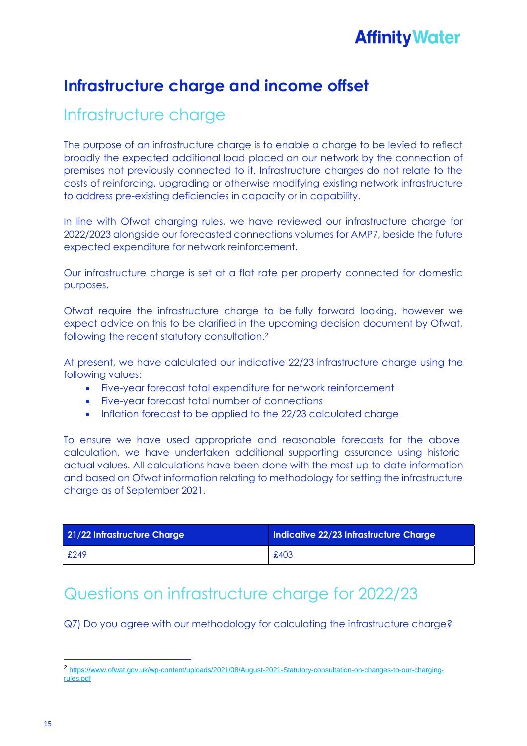# Infrastructure charge and income offset

## Infrastructure charge

The purpose of an infrastructure charge is to enable a charge to be levied to reflect broadly the expected additional load placed on our network by the connection of premises not previously connected to it. Infrastructure charges do not relate to the costs of reinforcing, upgrading or otherwise modifying existing network infrastructure to address pre-existing deficiencies in capacity or in capability.

In line with Ofwat charging rules, we have reviewed our infrastructure charge for 2022/2023 alongside our forecasted connections volumes for AMP7, beside the future expected expenditure for network reinforcement.

Our infrastructure charge is set at a flat rate per property connected for domestic purposes.

Ofwat require the infrastructure charge to be fully forward looking, however we expect advice on this to be clarified in the upcoming decision document by Ofwat, following the recent statutory consultation.[2]

At present, we have calculated our indicative 22/23 infrastructure charge using the following values:

- Five-year forecast total expenditure for network reinforcement
- Five-year forecast total number of connections
- Inflation forecast to be applied to the 22/23 calculated charge

To ensure we have used appropriate and reasonable forecasts for the above calculation, we have undertaken additional supporting assurance using historic actual values. All calculations have been done with the most up to date information and based on Ofwat information relating to methodology for setting the infrastructure charge as of September 2021.

| 21/22 Infrastructure Charge | Indicative 22/23 Infrastructure Charge |
|---|---|
| £249 | £403 |

## Questions on infrastructure charge for 2022/23

Q7) Do you agree with our methodology for calculating the infrastructure charge?

[2] https://www.ofwat.gov.uk/wp-content/uploads/2021/08/August-2021-Statutory-consultation-on-changes-to-our-charging-rules.pdf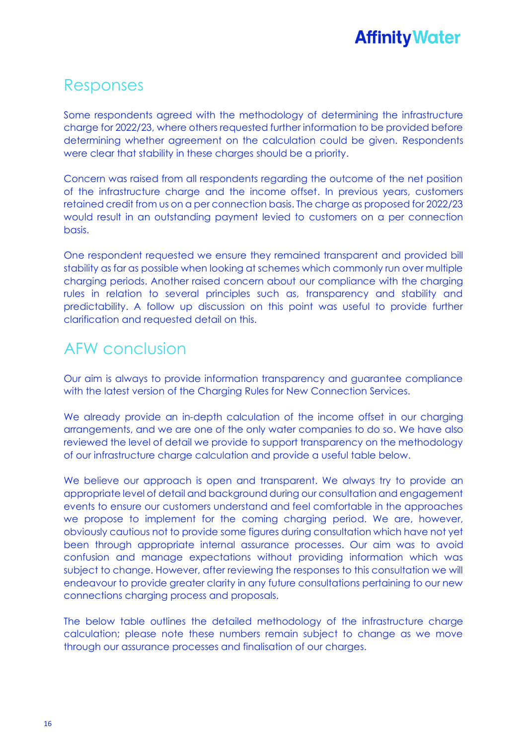## Responses

Some respondents agreed with the methodology of determining the infrastructure charge for 2022/23, where others requested further information to be provided before determining whether agreement on the calculation could be given. Respondents were clear that stability in these charges should be a priority.

Concern was raised from all respondents regarding the outcome of the net position of the infrastructure charge and the income offset. In previous years, customers retained credit from us on a per connection basis. The charge as proposed for 2022/23 would result in an outstanding payment levied to customers on a per connection basis.

One respondent requested we ensure they remained transparent and provided bill stability as far as possible when looking at schemes which commonly run over multiple charging periods. Another raised concern about our compliance with the charging rules in relation to several principles such as, transparency and stability and predictability. A follow up discussion on this point was useful to provide further clarification and requested detail on this.

## AFW conclusion

Our aim is always to provide information transparency and guarantee compliance with the latest version of the Charging Rules for New Connection Services.

We already provide an in-depth calculation of the income offset in our charging arrangements, and we are one of the only water companies to do so. We have also reviewed the level of detail we provide to support transparency on the methodology of our infrastructure charge calculation and provide a useful table below.

We believe our approach is open and transparent. We always try to provide an appropriate level of detail and background during our consultation and engagement events to ensure our customers understand and feel comfortable in the approaches we propose to implement for the coming charging period. We are, however, obviously cautious not to provide some figures during consultation which have not yet been through appropriate internal assurance processes. Our aim was to avoid confusion and manage expectations without providing information which was subject to change. However, after reviewing the responses to this consultation we will endeavour to provide greater clarity in any future consultations pertaining to our new connections charging process and proposals.

The below table outlines the detailed methodology of the infrastructure charge calculation; please note these numbers remain subject to change as we move through our assurance processes and finalisation of our charges.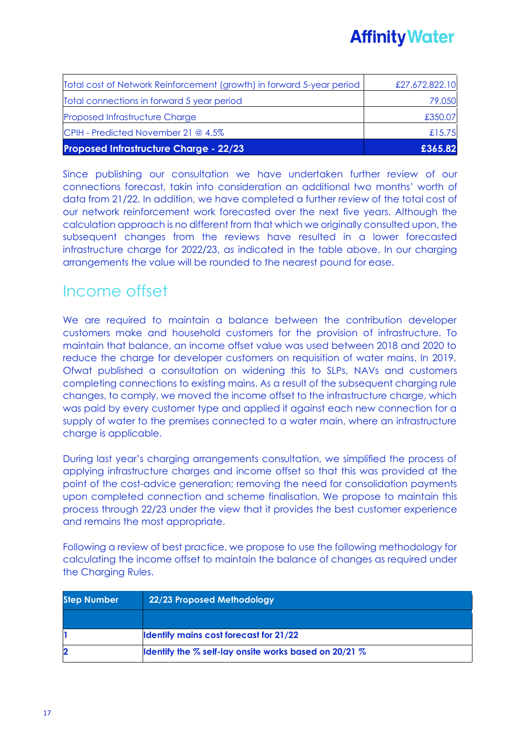| | |
|---|---|
| Total cost of Network Reinforcement (growth) in forward 5-year period | £27,672,822.10 |
| Total connections in forward 5 year period | 79,050 |
| Proposed Infrastructure Charge | £350.07 |
| CPIH - Predicted November 21 @ 4.5% | £15.75 |
| **Proposed Infrastructure Charge - 22/23** | **£365.82** |

Since publishing our consultation we have undertaken further review of our connections forecast, takin into consideration an additional two months' worth of data from 21/22. In addition, we have completed a further review of the total cost of our network reinforcement work forecasted over the next five years. Although the calculation approach is no different from that which we originally consulted upon, the subsequent changes from the reviews have resulted in a lower forecasted infrastructure charge for 2022/23, as indicated in the table above. In our charging arrangements the value will be rounded to the nearest pound for ease.

## Income offset

We are required to maintain a balance between the contribution developer customers make and household customers for the provision of infrastructure. To maintain that balance, an income offset value was used between 2018 and 2020 to reduce the charge for developer customers on requisition of water mains. In 2019, Ofwat published a consultation on widening this to SLPs, NAVs and customers completing connections to existing mains. As a result of the subsequent charging rule changes, to comply, we moved the income offset to the infrastructure charge, which was paid by every customer type and applied it against each new connection for a supply of water to the premises connected to a water main, where an infrastructure charge is applicable.

During last year's charging arrangements consultation, we simplified the process of applying infrastructure charges and income offset so that this was provided at the point of the cost-advice generation; removing the need for consolidation payments upon completed connection and scheme finalisation. We propose to maintain this process through 22/23 under the view that it provides the best customer experience and remains the most appropriate.

Following a review of best practice, we propose to use the following methodology for calculating the income offset to maintain the balance of changes as required under the Charging Rules.

| Step Number | 22/23 Proposed Methodology |
|---|---|
| | |
| **1** | **Identify mains cost forecast for 21/22** |
| **2** | **Identify the % self-lay onsite works based on 20/21 %** |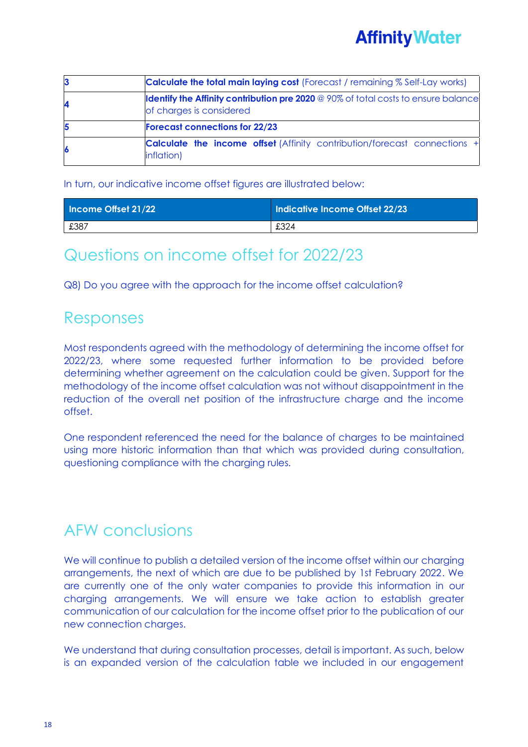| | |
|---|---|
| 3 | **Calculate the total main laying cost** (Forecast / remaining % Self-Lay works) |
| 4 | **Identify the Affinity contribution pre 2020** @ 90% of total costs to ensure balance of charges is considered |
| 5 | **Forecast connections for 22/23** |
| 6 | **Calculate the income offset** (Affinity contribution/forecast connections + inflation) |

In turn, our indicative income offset figures are illustrated below:

| Income Offset 21/22 | Indicative Income Offset 22/23 |
|---|---|
| £387 | £324 |

# Questions on income offset for 2022/23

Q8) Do you agree with the approach for the income offset calculation?

## Responses

Most respondents agreed with the methodology of determining the income offset for 2022/23, where some requested further information to be provided before determining whether agreement on the calculation could be given. Support for the methodology of the income offset calculation was not without disappointment in the reduction of the overall net position of the infrastructure charge and the income offset.

One respondent referenced the need for the balance of charges to be maintained using more historic information than that which was provided during consultation, questioning compliance with the charging rules.

## AFW conclusions

We will continue to publish a detailed version of the income offset within our charging arrangements, the next of which are due to be published by 1st February 2022. We are currently one of the only water companies to provide this information in our charging arrangements. We will ensure we take action to establish greater communication of our calculation for the income offset prior to the publication of our new connection charges.

We understand that during consultation processes, detail is important. As such, below is an expanded version of the calculation table we included in our engagement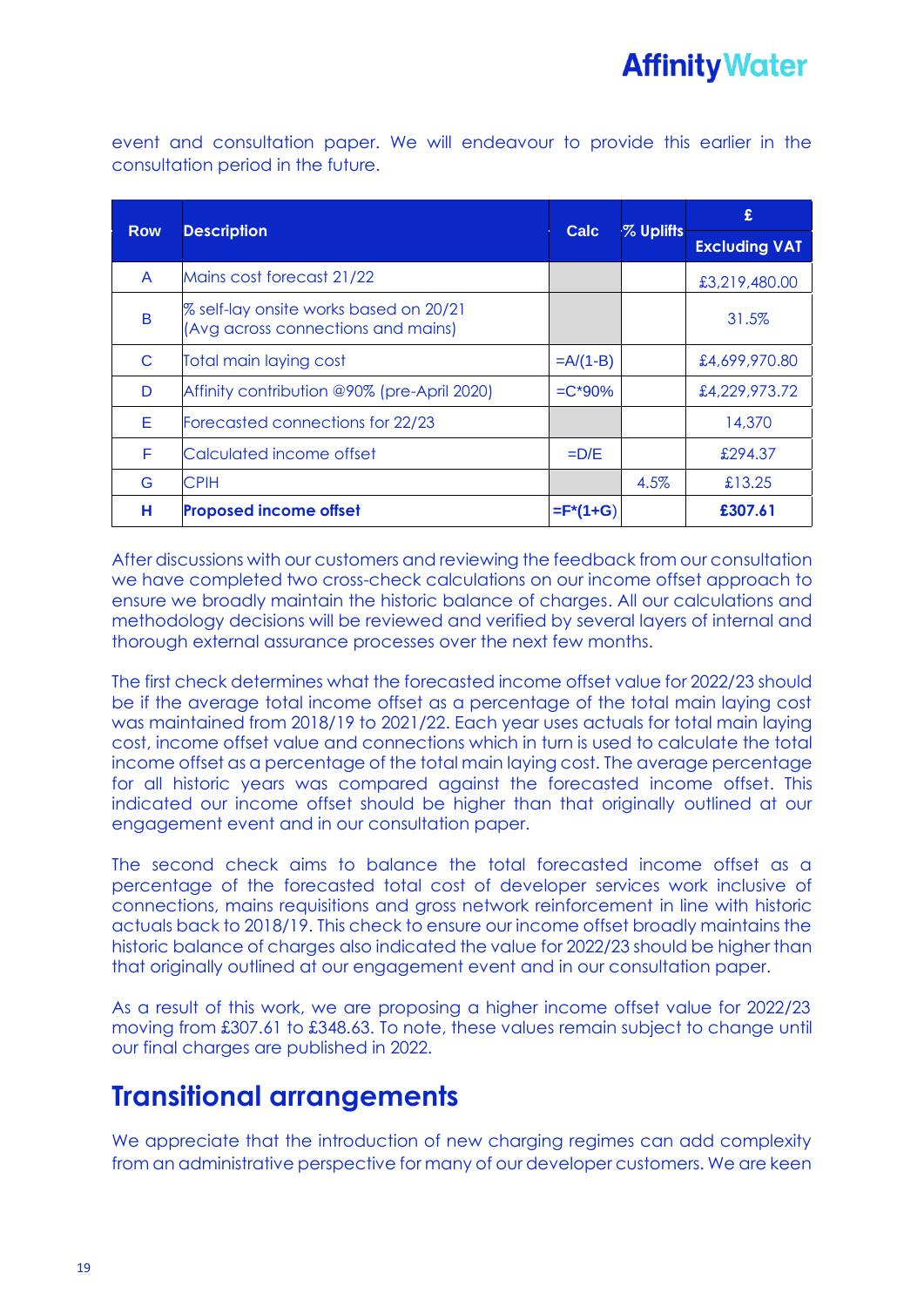event and consultation paper. We will endeavour to provide this earlier in the consultation period in the future.

| Row | Description | Calc | % Uplifts | £ |
|---|---|---|---|---|
| | | | | Excluding VAT |
| A | Mains cost forecast 21/22 | | | £3,219,480.00 |
| B | % self-lay onsite works based on 20/21 (Avg across connections and mains) | | | 31.5% |
| C | Total main laying cost | =A/(1-B) | | £4,699,970.80 |
| D | Affinity contribution @90% (pre-April 2020) | =C*90% | | £4,229,973.72 |
| E | Forecasted connections for 22/23 | | | 14,370 |
| F | Calculated income offset | =D/E | | £294.37 |
| G | CPIH | | 4.5% | £13.25 |
| **H** | **Proposed income offset** | **=F*(1+G)** | | **£307.61** |

After discussions with our customers and reviewing the feedback from our consultation we have completed two cross-check calculations on our income offset approach to ensure we broadly maintain the historic balance of charges. All our calculations and methodology decisions will be reviewed and verified by several layers of internal and thorough external assurance processes over the next few months.

The first check determines what the forecasted income offset value for 2022/23 should be if the average total income offset as a percentage of the total main laying cost was maintained from 2018/19 to 2021/22. Each year uses actuals for total main laying cost, income offset value and connections which in turn is used to calculate the total income offset as a percentage of the total main laying cost. The average percentage for all historic years was compared against the forecasted income offset. This indicated our income offset should be higher than that originally outlined at our engagement event and in our consultation paper.

The second check aims to balance the total forecasted income offset as a percentage of the forecasted total cost of developer services work inclusive of connections, mains requisitions and gross network reinforcement in line with historic actuals back to 2018/19. This check to ensure our income offset broadly maintains the historic balance of charges also indicated the value for 2022/23 should be higher than that originally outlined at our engagement event and in our consultation paper.

As a result of this work, we are proposing a higher income offset value for 2022/23 moving from £307.61 to £348.63. To note, these values remain subject to change until our final charges are published in 2022.

# Transitional arrangements

We appreciate that the introduction of new charging regimes can add complexity from an administrative perspective for many of our developer customers. We are keen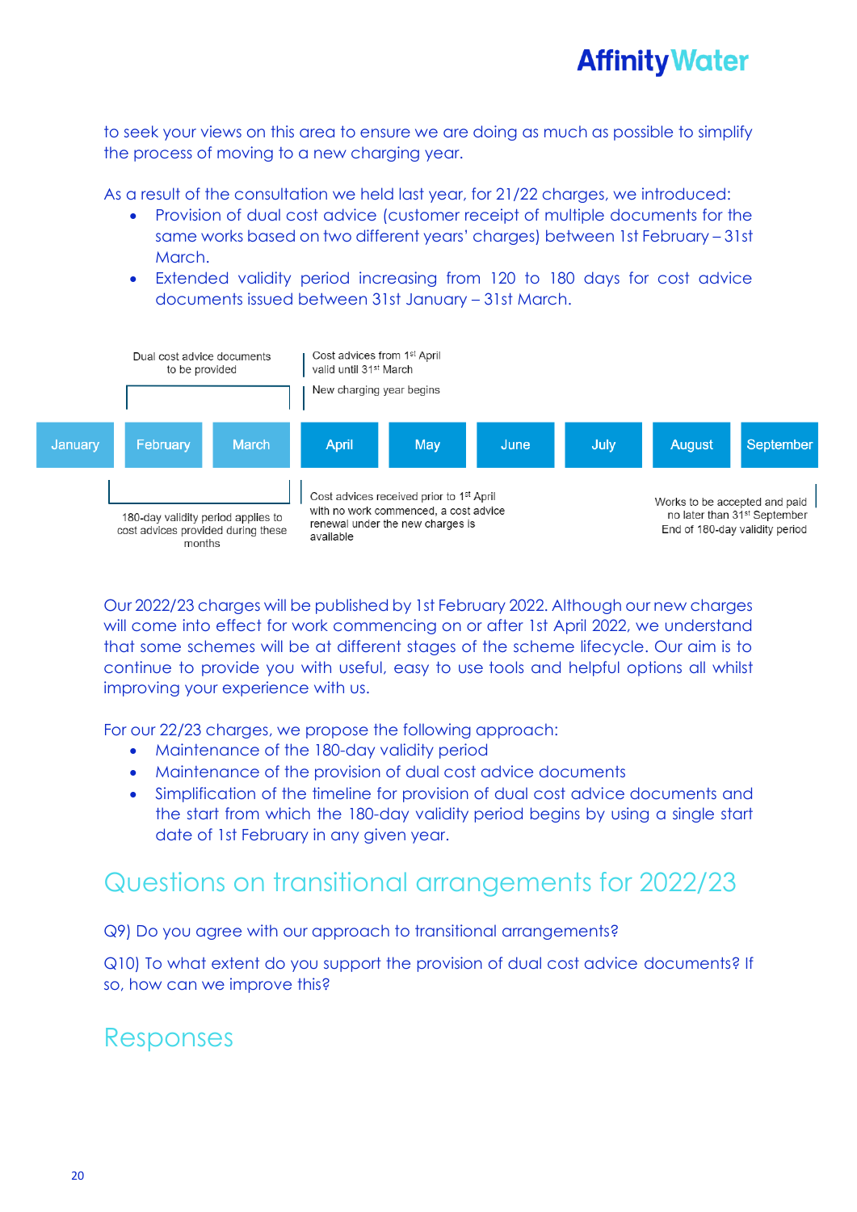to seek your views on this area to ensure we are doing as much as possible to simplify the process of moving to a new charging year.

As a result of the consultation we held last year, for 21/22 charges, we introduced:

- Provision of dual cost advice (customer receipt of multiple documents for the same works based on two different years' charges) between 1st February – 31st March.
- Extended validity period increasing from 120 to 180 days for cost advice documents issued between 31st January – 31st March.

Dual cost advice documents to be provided

Cost advices from 1st April valid until 31st March

New charging year begins

| January | February | March | April | May | June | July | August | September |
|---|---|---|---|---|---|---|---|---|

180-day validity period applies to cost advices provided during these months

Cost advices received prior to 1st April with no work commenced, a cost advice renewal under the new charges is available

Works to be accepted and paid no later than 31st September End of 180-day validity period

Our 2022/23 charges will be published by 1st February 2022. Although our new charges will come into effect for work commencing on or after 1st April 2022, we understand that some schemes will be at different stages of the scheme lifecycle. Our aim is to continue to provide you with useful, easy to use tools and helpful options all whilst improving your experience with us.

For our 22/23 charges, we propose the following approach:

- Maintenance of the 180-day validity period
- Maintenance of the provision of dual cost advice documents
- Simplification of the timeline for provision of dual cost advice documents and the start from which the 180-day validity period begins by using a single start date of 1st February in any given year.

## Questions on transitional arrangements for 2022/23

Q9) Do you agree with our approach to transitional arrangements?

Q10) To what extent do you support the provision of dual cost advice documents? If so, how can we improve this?

## Responses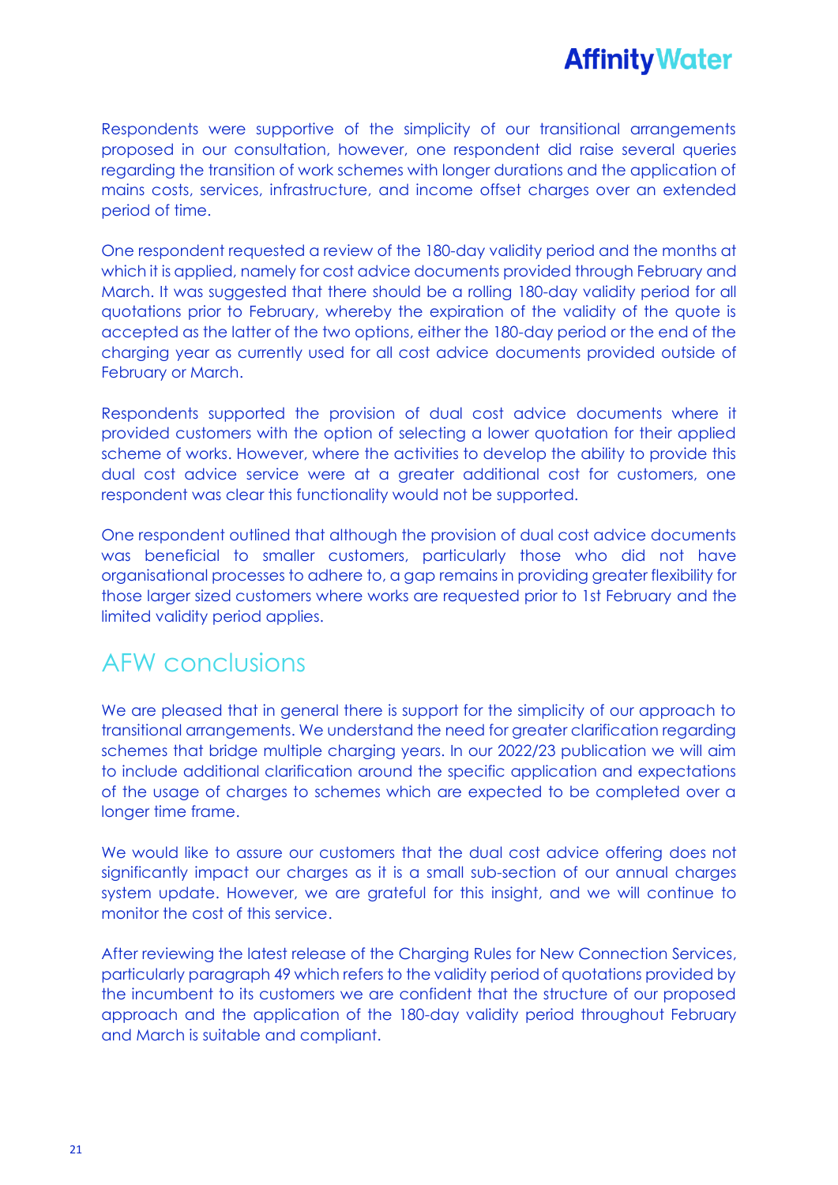Respondents were supportive of the simplicity of our transitional arrangements proposed in our consultation, however, one respondent did raise several queries regarding the transition of work schemes with longer durations and the application of mains costs, services, infrastructure, and income offset charges over an extended period of time.

One respondent requested a review of the 180-day validity period and the months at which it is applied, namely for cost advice documents provided through February and March. It was suggested that there should be a rolling 180-day validity period for all quotations prior to February, whereby the expiration of the validity of the quote is accepted as the latter of the two options, either the 180-day period or the end of the charging year as currently used for all cost advice documents provided outside of February or March.

Respondents supported the provision of dual cost advice documents where it provided customers with the option of selecting a lower quotation for their applied scheme of works. However, where the activities to develop the ability to provide this dual cost advice service were at a greater additional cost for customers, one respondent was clear this functionality would not be supported.

One respondent outlined that although the provision of dual cost advice documents was beneficial to smaller customers, particularly those who did not have organisational processes to adhere to, a gap remains in providing greater flexibility for those larger sized customers where works are requested prior to 1st February and the limited validity period applies.

## AFW conclusions

We are pleased that in general there is support for the simplicity of our approach to transitional arrangements. We understand the need for greater clarification regarding schemes that bridge multiple charging years. In our 2022/23 publication we will aim to include additional clarification around the specific application and expectations of the usage of charges to schemes which are expected to be completed over a longer time frame.

We would like to assure our customers that the dual cost advice offering does not significantly impact our charges as it is a small sub-section of our annual charges system update. However, we are grateful for this insight, and we will continue to monitor the cost of this service.

After reviewing the latest release of the Charging Rules for New Connection Services, particularly paragraph 49 which refers to the validity period of quotations provided by the incumbent to its customers we are confident that the structure of our proposed approach and the application of the 180-day validity period throughout February and March is suitable and compliant.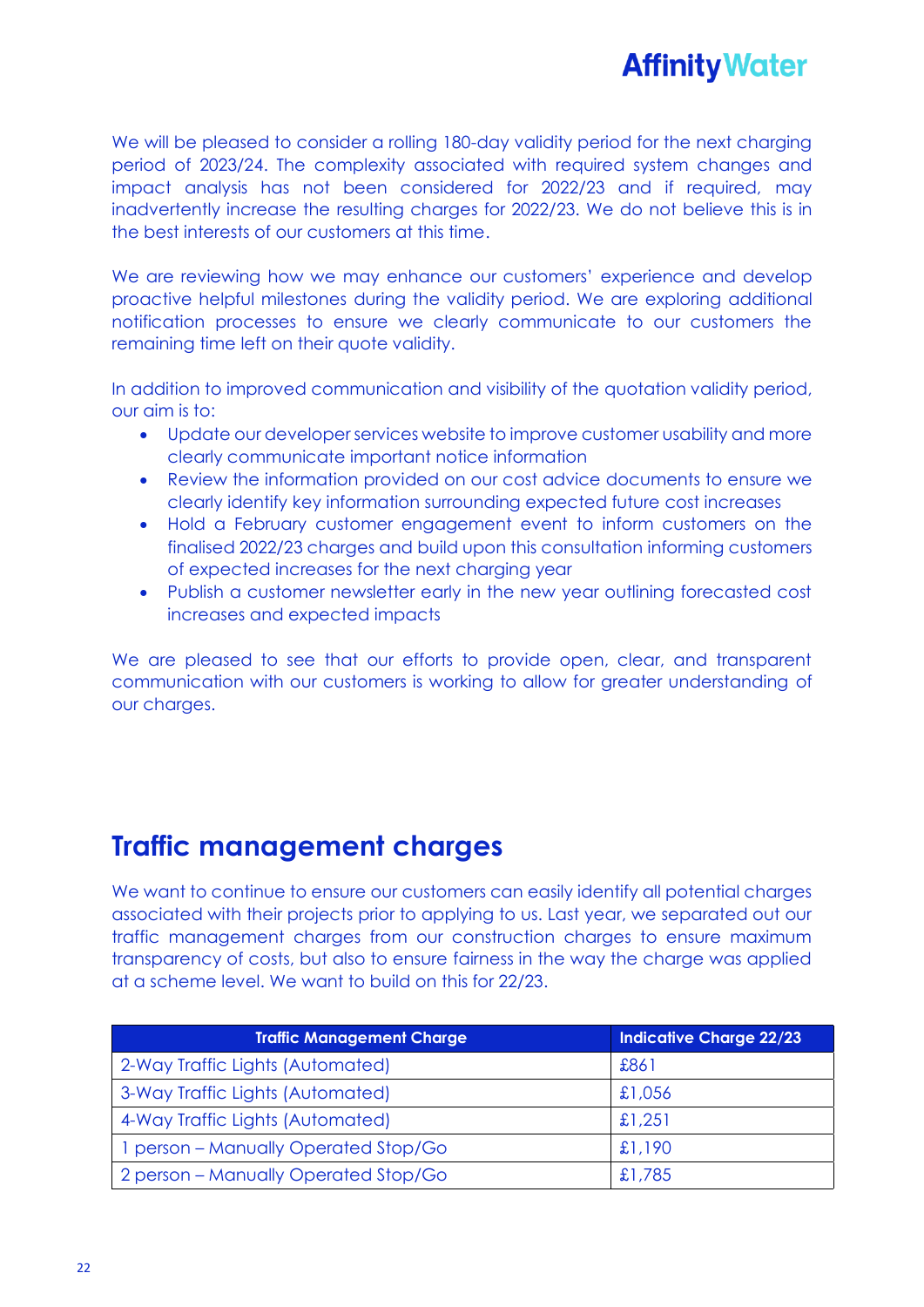We will be pleased to consider a rolling 180-day validity period for the next charging period of 2023/24. The complexity associated with required system changes and impact analysis has not been considered for 2022/23 and if required, may inadvertently increase the resulting charges for 2022/23. We do not believe this is in the best interests of our customers at this time.

We are reviewing how we may enhance our customers' experience and develop proactive helpful milestones during the validity period. We are exploring additional notification processes to ensure we clearly communicate to our customers the remaining time left on their quote validity.

In addition to improved communication and visibility of the quotation validity period, our aim is to:

- Update our developer services website to improve customer usability and more clearly communicate important notice information
- Review the information provided on our cost advice documents to ensure we clearly identify key information surrounding expected future cost increases
- Hold a February customer engagement event to inform customers on the finalised 2022/23 charges and build upon this consultation informing customers of expected increases for the next charging year
- Publish a customer newsletter early in the new year outlining forecasted cost increases and expected impacts

We are pleased to see that our efforts to provide open, clear, and transparent communication with our customers is working to allow for greater understanding of our charges.

## Traffic management charges

We want to continue to ensure our customers can easily identify all potential charges associated with their projects prior to applying to us. Last year, we separated out our traffic management charges from our construction charges to ensure maximum transparency of costs, but also to ensure fairness in the way the charge was applied at a scheme level. We want to build on this for 22/23.

| Traffic Management Charge | Indicative Charge 22/23 |
| --- | --- |
| 2-Way Traffic Lights (Automated) | £861 |
| 3-Way Traffic Lights (Automated) | £1,056 |
| 4-Way Traffic Lights (Automated) | £1,251 |
| 1 person – Manually Operated Stop/Go | £1,190 |
| 2 person – Manually Operated Stop/Go | £1,785 |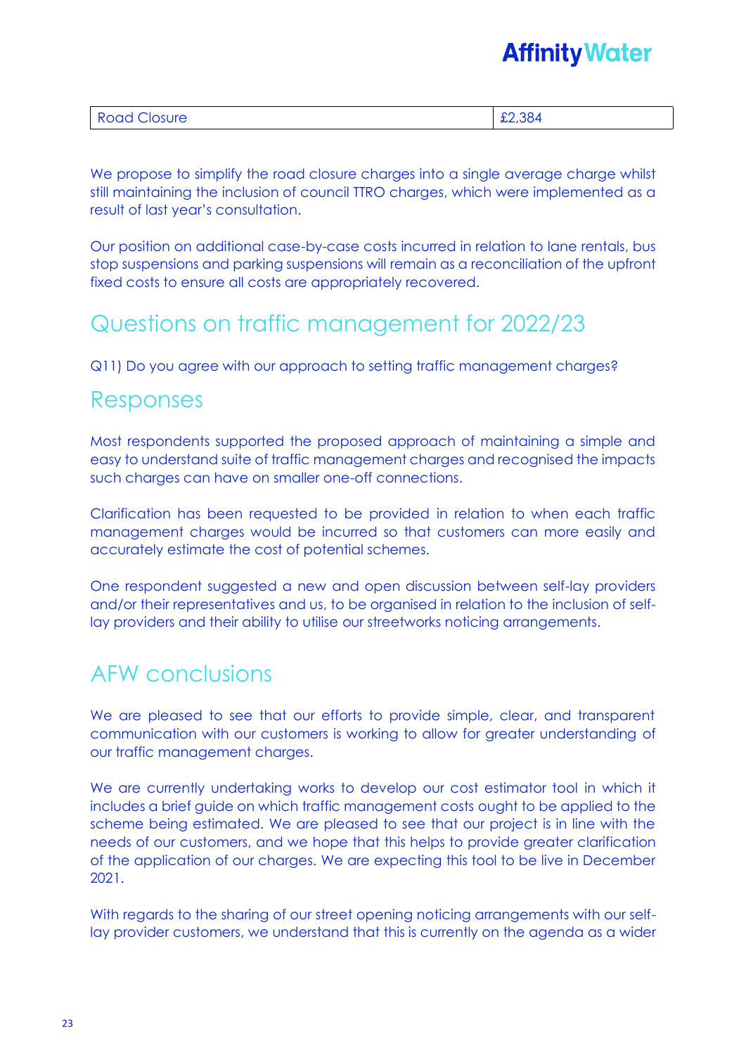| Road Closure | £2,384 |
|---|---|

We propose to simplify the road closure charges into a single average charge whilst still maintaining the inclusion of council TTRO charges, which were implemented as a result of last year's consultation.

Our position on additional case-by-case costs incurred in relation to lane rentals, bus stop suspensions and parking suspensions will remain as a reconciliation of the upfront fixed costs to ensure all costs are appropriately recovered.

# Questions on traffic management for 2022/23

Q11) Do you agree with our approach to setting traffic management charges?

## Responses

Most respondents supported the proposed approach of maintaining a simple and easy to understand suite of traffic management charges and recognised the impacts such charges can have on smaller one-off connections.

Clarification has been requested to be provided in relation to when each traffic management charges would be incurred so that customers can more easily and accurately estimate the cost of potential schemes.

One respondent suggested a new and open discussion between self-lay providers and/or their representatives and us, to be organised in relation to the inclusion of self-lay providers and their ability to utilise our streetworks noticing arrangements.

# AFW conclusions

We are pleased to see that our efforts to provide simple, clear, and transparent communication with our customers is working to allow for greater understanding of our traffic management charges.

We are currently undertaking works to develop our cost estimator tool in which it includes a brief guide on which traffic management costs ought to be applied to the scheme being estimated. We are pleased to see that our project is in line with the needs of our customers, and we hope that this helps to provide greater clarification of the application of our charges. We are expecting this tool to be live in December 2021.

With regards to the sharing of our street opening noticing arrangements with our self-lay provider customers, we understand that this is currently on the agenda as a wider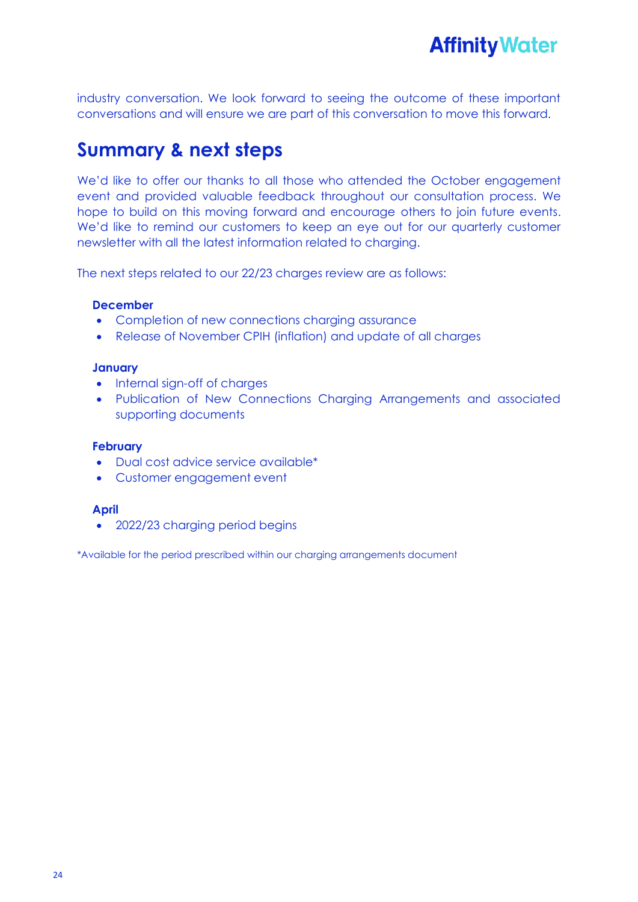industry conversation. We look forward to seeing the outcome of these important conversations and will ensure we are part of this conversation to move this forward.

## Summary & next steps

We'd like to offer our thanks to all those who attended the October engagement event and provided valuable feedback throughout our consultation process. We hope to build on this moving forward and encourage others to join future events. We'd like to remind our customers to keep an eye out for our quarterly customer newsletter with all the latest information related to charging.

The next steps related to our 22/23 charges review are as follows:

**December**

- Completion of new connections charging assurance
- Release of November CPIH (inflation) and update of all charges

**January**

- Internal sign-off of charges
- Publication of New Connections Charging Arrangements and associated supporting documents

**February**

- Dual cost advice service available*
- Customer engagement event

**April**

- 2022/23 charging period begins

*Available for the period prescribed within our charging arrangements document